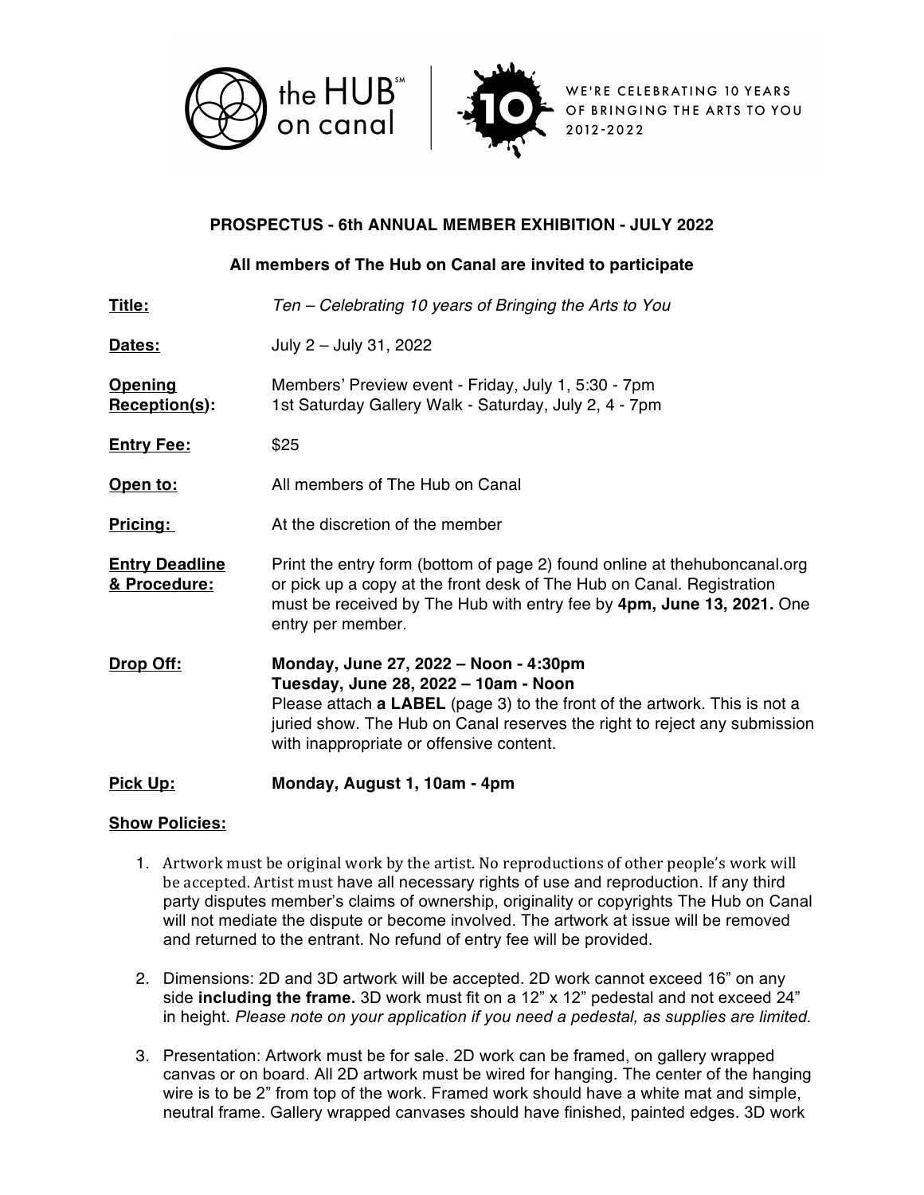the HUB℠ on canal

WE'RE CELEBRATING 10 YEARS OF BRINGING THE ARTS TO YOU 2012-2022

**PROSPECTUS - 6th ANNUAL MEMBER EXHIBITION - JULY 2022**

**All members of The Hub on Canal are invited to participate**

**Title:** *Ten – Celebrating 10 years of Bringing the Arts to You*

**Dates:** July 2 – July 31, 2022

**Opening Reception(s):** Members' Preview event - Friday, July 1, 5:30 - 7pm
1st Saturday Gallery Walk - Saturday, July 2, 4 - 7pm

**Entry Fee:** $25

**Open to:** All members of The Hub on Canal

**Pricing:** At the discretion of the member

**Entry Deadline & Procedure:** Print the entry form (bottom of page 2) found online at thehuboncanal.org or pick up a copy at the front desk of The Hub on Canal. Registration must be received by The Hub with entry fee by **4pm, June 13, 2021.** One entry per member.

**Drop Off:** **Monday, June 27, 2022 – Noon - 4:30pm**
**Tuesday, June 28, 2022 – 10am - Noon**
Please attach **a LABEL** (page 3) to the front of the artwork. This is not a juried show. The Hub on Canal reserves the right to reject any submission with inappropriate or offensive content.

**Pick Up:** **Monday, August 1, 10am - 4pm**

**Show Policies:**

1. Artwork must be original work by the artist. No reproductions of other people's work will be accepted. Artist must have all necessary rights of use and reproduction. If any third party disputes member's claims of ownership, originality or copyrights The Hub on Canal will not mediate the dispute or become involved. The artwork at issue will be removed and returned to the entrant. No refund of entry fee will be provided.

2. Dimensions: 2D and 3D artwork will be accepted. 2D work cannot exceed 16" on any side **including the frame.** 3D work must fit on a 12" x 12" pedestal and not exceed 24" in height. *Please note on your application if you need a pedestal, as supplies are limited.*

3. Presentation: Artwork must be for sale. 2D work can be framed, on gallery wrapped canvas or on board. All 2D artwork must be wired for hanging. The center of the hanging wire is to be 2" from top of the work. Framed work should have a white mat and simple, neutral frame. Gallery wrapped canvases should have finished, painted edges. 3D work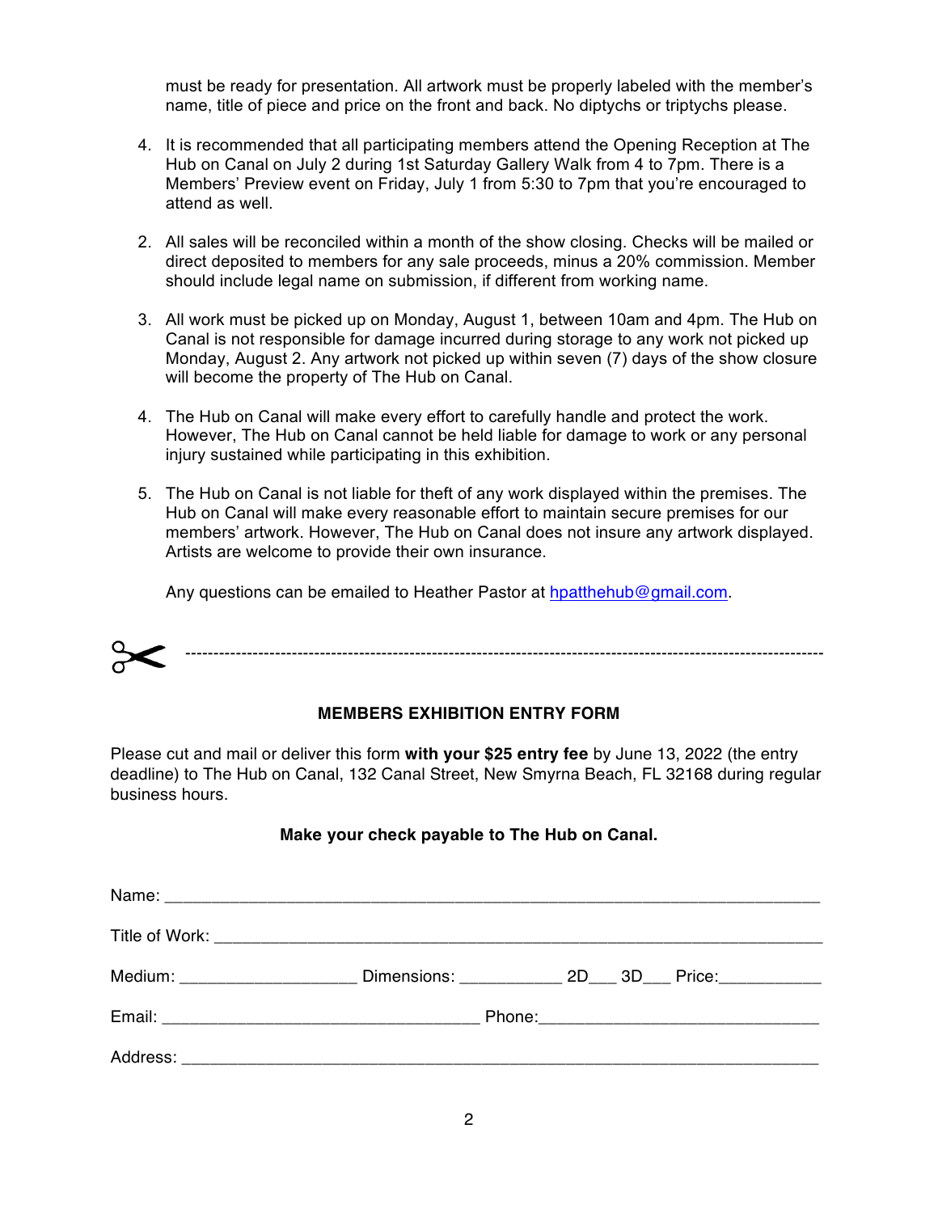must be ready for presentation. All artwork must be properly labeled with the member's name, title of piece and price on the front and back. No diptychs or triptychs please.

4. It is recommended that all participating members attend the Opening Reception at The Hub on Canal on July 2 during 1st Saturday Gallery Walk from 4 to 7pm. There is a Members' Preview event on Friday, July 1 from 5:30 to 7pm that you're encouraged to attend as well.

2. All sales will be reconciled within a month of the show closing. Checks will be mailed or direct deposited to members for any sale proceeds, minus a 20% commission. Member should include legal name on submission, if different from working name.

3. All work must be picked up on Monday, August 1, between 10am and 4pm. The Hub on Canal is not responsible for damage incurred during storage to any work not picked up Monday, August 2. Any artwork not picked up within seven (7) days of the show closure will become the property of The Hub on Canal.

4. The Hub on Canal will make every effort to carefully handle and protect the work. However, The Hub on Canal cannot be held liable for damage to work or any personal injury sustained while participating in this exhibition.

5. The Hub on Canal is not liable for theft of any work displayed within the premises. The Hub on Canal will make every reasonable effort to maintain secure premises for our members' artwork. However, The Hub on Canal does not insure any artwork displayed. Artists are welcome to provide their own insurance.

   Any questions can be emailed to Heather Pastor at hpatthehub@gmail.com.

✂ ------------------------------------------------------------------------------------------------------------

**MEMBERS EXHIBITION ENTRY FORM**

Please cut and mail or deliver this form **with your $25 entry fee** by June 13, 2022 (the entry deadline) to The Hub on Canal, 132 Canal Street, New Smyrna Beach, FL 32168 during regular business hours.

**Make your check payable to The Hub on Canal.**

Name: ___________________________________________________________________

Title of Work: ______________________________________________________________

Medium: ___________________ Dimensions: ___________ 2D___ 3D___ Price:___________

Email: __________________________________ Phone:______________________________

Address: _________________________________________________________________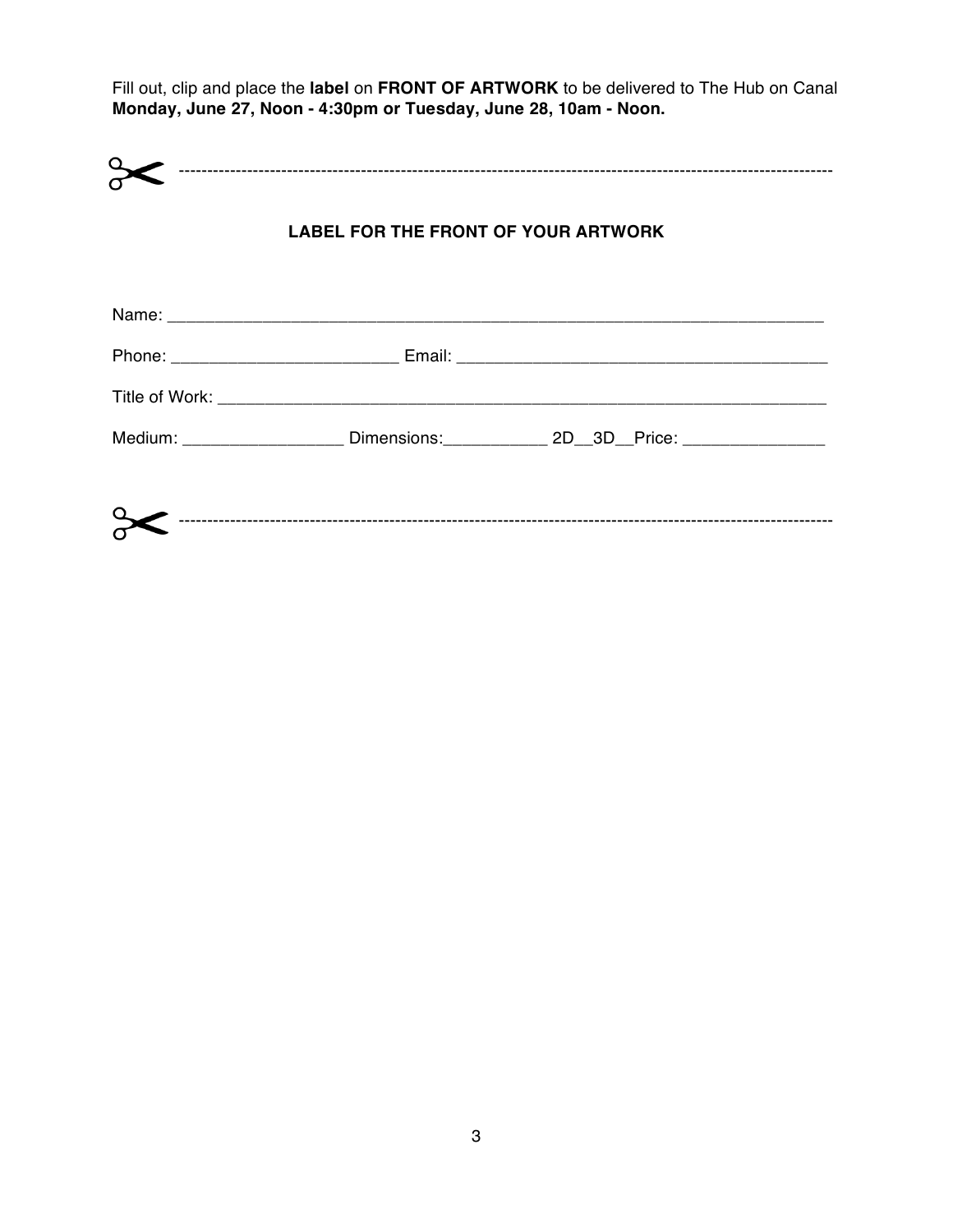Fill out, clip and place the **label** on **FRONT OF ARTWORK** to be delivered to The Hub on Canal **Monday, June 27, Noon - 4:30pm or Tuesday, June 28, 10am - Noon.**

✂ ------------------------------------------------------------------------------------------------------------------

**LABEL FOR THE FRONT OF YOUR ARTWORK**

Name: ___________________________________________________________________________

Phone: ________________________ Email: ______________________________________

Title of Work: ____________________________________________________________________

Medium: _________________ Dimensions:___________ 2D__3D__Price: _______________

✂ ------------------------------------------------------------------------------------------------------------------